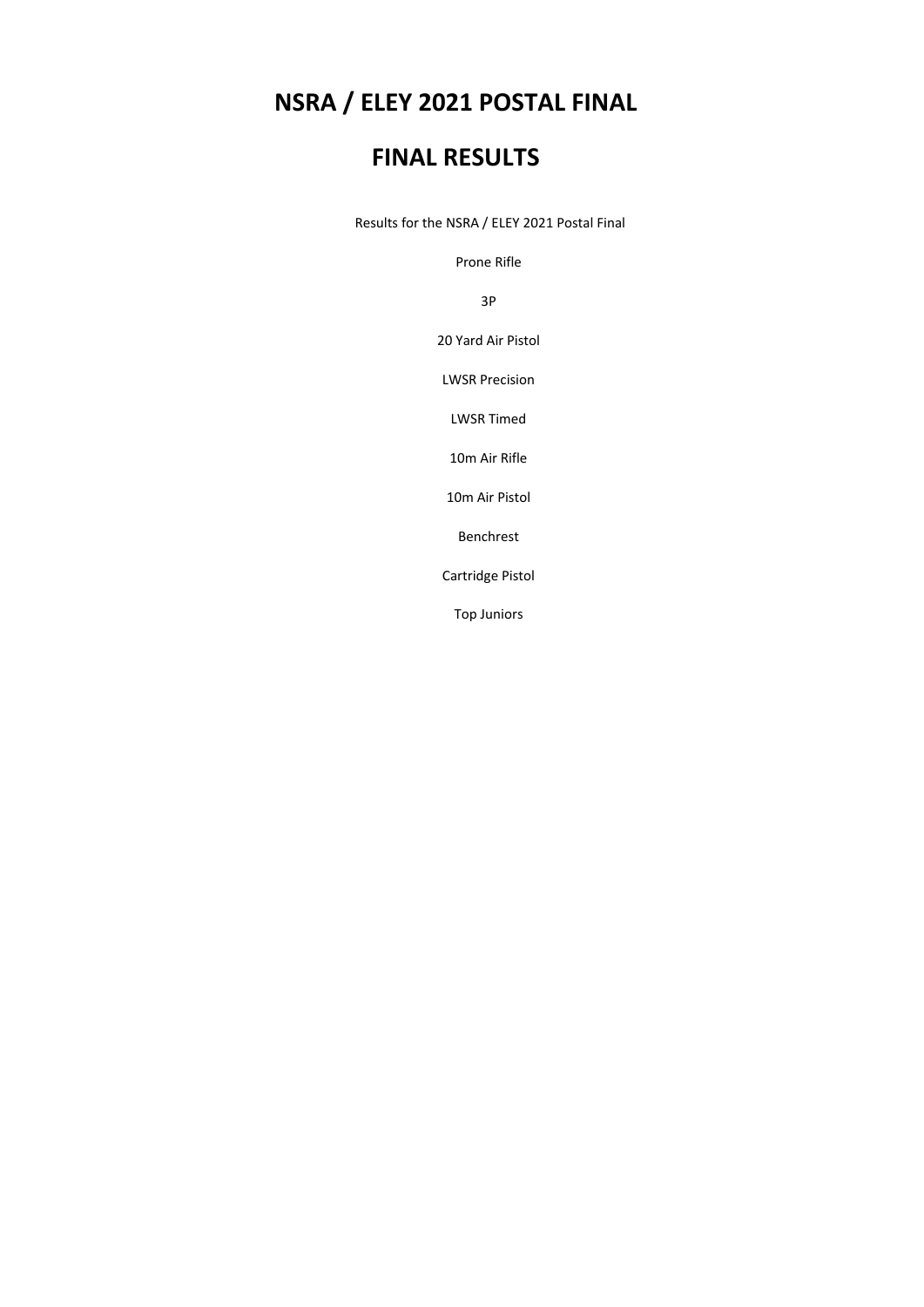# NSRA / ELEY 2021 POSTAL FINAL

# FINAL RESULTS

Results for the NSRA / ELEY 2021 Postal Final

Prone Rifle

3P

20 Yard Air Pistol

LWSR Precision

LWSR Timed

10m Air Rifle

10m Air Pistol

Benchrest

Cartridge Pistol

Top Juniors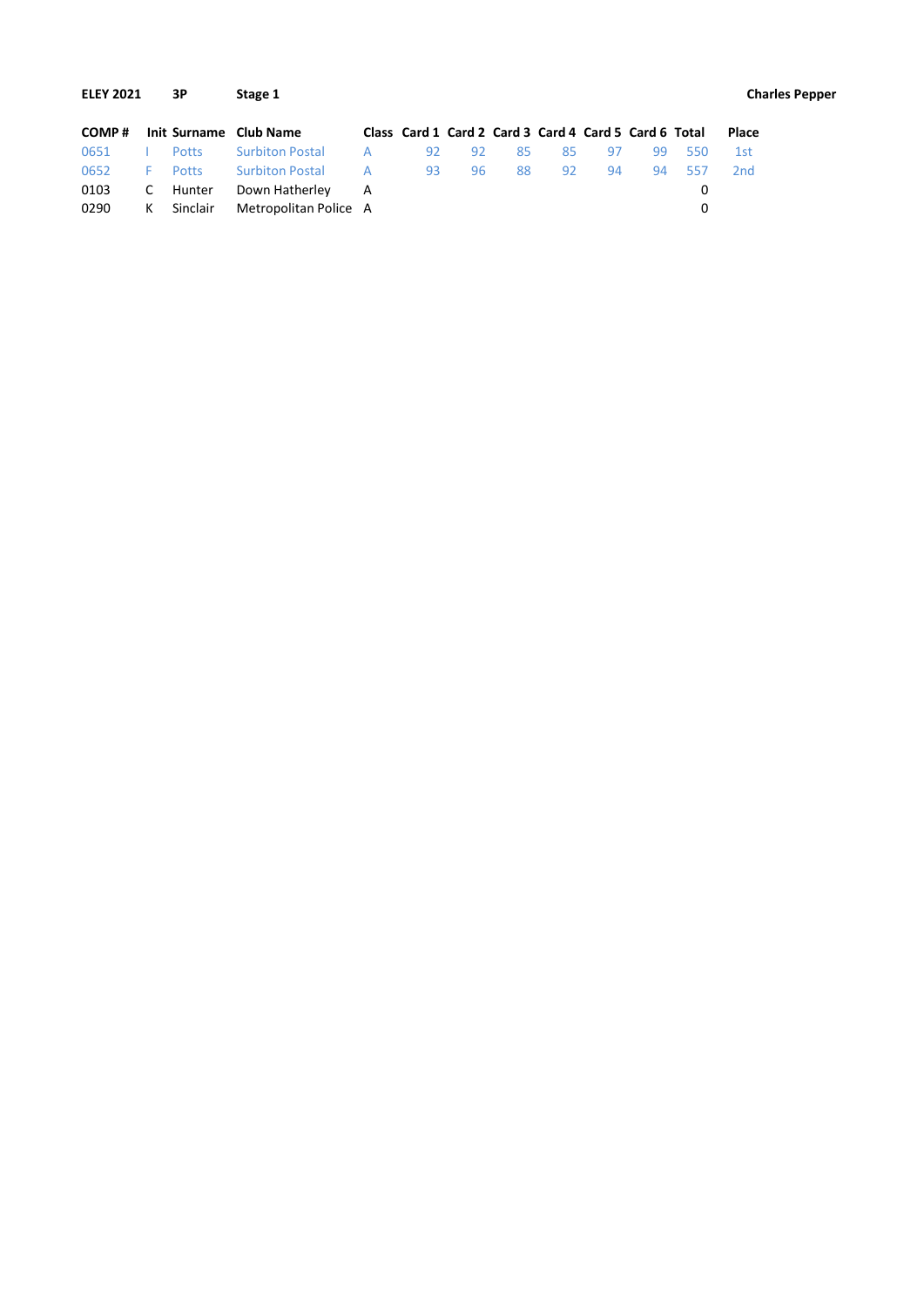**ELEY 2021** **3P** **Stage 1** **Charles Pepper**

| COMP # | Init | Surname | Club Name | Class | Card 1 | Card 2 | Card 3 | Card 4 | Card 5 | Card 6 | Total | Place |
|---|---|---|---|---|---|---|---|---|---|---|---|---|
| 0651 | I | Potts | Surbiton Postal | A | 92 | 92 | 85 | 85 | 97 | 99 | 550 | 1st |
| 0652 | F | Potts | Surbiton Postal | A | 93 | 96 | 88 | 92 | 94 | 94 | 557 | 2nd |
| 0103 | C | Hunter | Down Hatherley | A | | | | | | | 0 | |
| 0290 | K | Sinclair | Metropolitan Police | A | | | | | | | 0 | |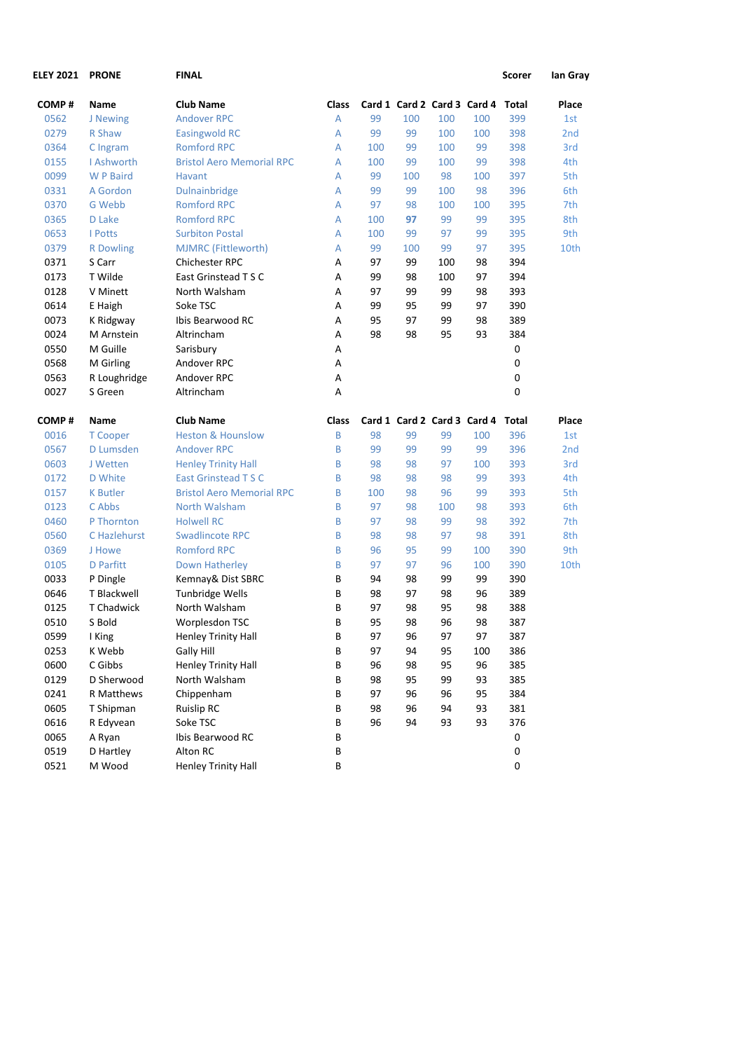**ELEY 2021** **PRONE** **FINAL** **Scorer** **Ian Gray**

| COMP # | Name | Club Name | Class | Card 1 | Card 2 | Card 3 | Card 4 | Total | Place |
|---|---|---|---|---|---|---|---|---|---|
| 0562 | J Newing | Andover RPC | A | 99 | 100 | 100 | 100 | 399 | 1st |
| 0279 | R Shaw | Easingwold RC | A | 99 | 99 | 100 | 100 | 398 | 2nd |
| 0364 | C Ingram | Romford RPC | A | 100 | 99 | 100 | 99 | 398 | 3rd |
| 0155 | I Ashworth | Bristol Aero Memorial RPC | A | 100 | 99 | 100 | 99 | 398 | 4th |
| 0099 | W P Baird | Havant | A | 99 | 100 | 98 | 100 | 397 | 5th |
| 0331 | A Gordon | Dulnainbridge | A | 99 | 99 | 100 | 98 | 396 | 6th |
| 0370 | G Webb | Romford RPC | A | 97 | 98 | 100 | 100 | 395 | 7th |
| 0365 | D Lake | Romford RPC | A | 100 | **97** | 99 | 99 | 395 | 8th |
| 0653 | I Potts | Surbiton Postal | A | 100 | 99 | 97 | 99 | 395 | 9th |
| 0379 | R Dowling | MJMRC (Fittleworth) | A | 99 | 100 | 99 | 97 | 395 | 10th |
| 0371 | S Carr | Chichester RPC | A | 97 | 99 | 100 | 98 | 394 | |
| 0173 | T Wilde | East Grinstead T S C | A | 99 | 98 | 100 | 97 | 394 | |
| 0128 | V Minett | North Walsham | A | 97 | 99 | 99 | 98 | 393 | |
| 0614 | E Haigh | Soke TSC | A | 99 | 95 | 99 | 97 | 390 | |
| 0073 | K Ridgway | Ibis Bearwood RC | A | 95 | 97 | 99 | 98 | 389 | |
| 0024 | M Arnstein | Altrincham | A | 98 | 98 | 95 | 93 | 384 | |
| 0550 | M Guille | Sarisbury | A | | | | | 0 | |
| 0568 | M Girling | Andover RPC | A | | | | | 0 | |
| 0563 | R Loughridge | Andover RPC | A | | | | | 0 | |
| 0027 | S Green | Altrincham | A | | | | | 0 | |

| COMP # | Name | Club Name | Class | Card 1 | Card 2 | Card 3 | Card 4 | Total | Place |
|---|---|---|---|---|---|---|---|---|---|
| 0016 | T Cooper | Heston & Hounslow | B | 98 | 99 | 99 | 100 | 396 | 1st |
| 0567 | D Lumsden | Andover RPC | B | 99 | 99 | 99 | 99 | 396 | 2nd |
| 0603 | J Wetten | Henley Trinity Hall | B | 98 | 98 | 97 | 100 | 393 | 3rd |
| 0172 | D White | East Grinstead T S C | B | 98 | 98 | 98 | 99 | 393 | 4th |
| 0157 | K Butler | Bristol Aero Memorial RPC | B | 100 | 98 | 96 | 99 | 393 | 5th |
| 0123 | C Abbs | North Walsham | B | 97 | 98 | 100 | 98 | 393 | 6th |
| 0460 | P Thornton | Holwell RC | B | 97 | 98 | 99 | 98 | 392 | 7th |
| 0560 | C Hazlehurst | Swadlincote RPC | B | 98 | 98 | 97 | 98 | 391 | 8th |
| 0369 | J Howe | Romford RPC | B | 96 | 95 | 99 | 100 | 390 | 9th |
| 0105 | D Parfitt | Down Hatherley | B | 97 | 97 | 96 | 100 | 390 | 10th |
| 0033 | P Dingle | Kemnay& Dist SBRC | B | 94 | 98 | 99 | 99 | 390 | |
| 0646 | T Blackwell | Tunbridge Wells | B | 98 | 97 | 98 | 96 | 389 | |
| 0125 | T Chadwick | North Walsham | B | 97 | 98 | 95 | 98 | 388 | |
| 0510 | S Bold | Worplesdon TSC | B | 95 | 98 | 96 | 98 | 387 | |
| 0599 | I King | Henley Trinity Hall | B | 97 | 96 | 97 | 97 | 387 | |
| 0253 | K Webb | Gally Hill | B | 97 | 94 | 95 | 100 | 386 | |
| 0600 | C Gibbs | Henley Trinity Hall | B | 96 | 98 | 95 | 96 | 385 | |
| 0129 | D Sherwood | North Walsham | B | 98 | 95 | 99 | 93 | 385 | |
| 0241 | R Matthews | Chippenham | B | 97 | 96 | 96 | 95 | 384 | |
| 0605 | T Shipman | Ruislip RC | B | 98 | 96 | 94 | 93 | 381 | |
| 0616 | R Edyvean | Soke TSC | B | 96 | 94 | 93 | 93 | 376 | |
| 0065 | A Ryan | Ibis Bearwood RC | B | | | | | 0 | |
| 0519 | D Hartley | Alton RC | B | | | | | 0 | |
| 0521 | M Wood | Henley Trinity Hall | B | | | | | 0 | |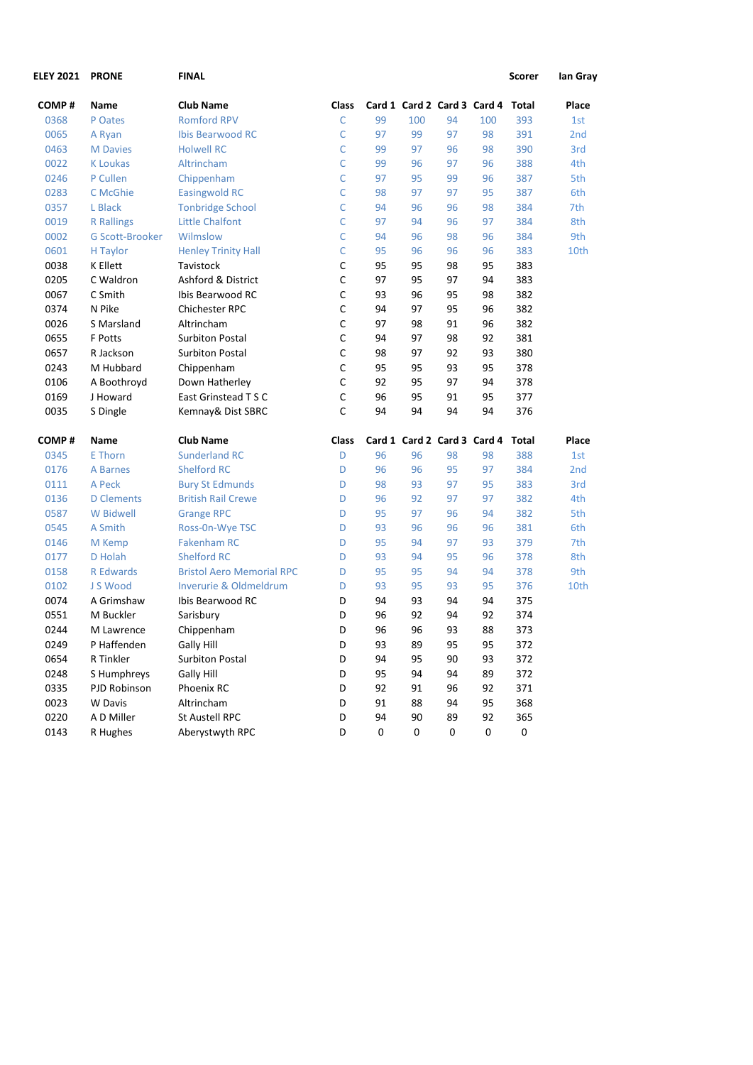**ELEY 2021** **PRONE** **FINAL** **Scorer** **Ian Gray**

| COMP # | Name | Club Name | Class | Card 1 | Card 2 | Card 3 | Card 4 | Total | Place |
|---|---|---|---|---|---|---|---|---|---|
| 0368 | P Oates | Romford RPV | C | 99 | 100 | 94 | 100 | 393 | 1st |
| 0065 | A Ryan | Ibis Bearwood RC | C | 97 | 99 | 97 | 98 | 391 | 2nd |
| 0463 | M Davies | Holwell RC | C | 99 | 97 | 96 | 98 | 390 | 3rd |
| 0022 | K Loukas | Altrincham | C | 99 | 96 | 97 | 96 | 388 | 4th |
| 0246 | P Cullen | Chippenham | C | 97 | 95 | 99 | 96 | 387 | 5th |
| 0283 | C McGhie | Easingwold RC | C | 98 | 97 | 97 | 95 | 387 | 6th |
| 0357 | L Black | Tonbridge School | C | 94 | 96 | 96 | 98 | 384 | 7th |
| 0019 | R Rallings | Little Chalfont | C | 97 | 94 | 96 | 97 | 384 | 8th |
| 0002 | G Scott-Brooker | Wilmslow | C | 94 | 96 | 98 | 96 | 384 | 9th |
| 0601 | H Taylor | Henley Trinity Hall | C | 95 | 96 | 96 | 96 | 383 | 10th |
| 0038 | K Ellett | Tavistock | C | 95 | 95 | 98 | 95 | 383 | |
| 0205 | C Waldron | Ashford & District | C | 97 | 95 | 97 | 94 | 383 | |
| 0067 | C Smith | Ibis Bearwood RC | C | 93 | 96 | 95 | 98 | 382 | |
| 0374 | N Pike | Chichester RPC | C | 94 | 97 | 95 | 96 | 382 | |
| 0026 | S Marsland | Altrincham | C | 97 | 98 | 91 | 96 | 382 | |
| 0655 | F Potts | Surbiton Postal | C | 94 | 97 | 98 | 92 | 381 | |
| 0657 | R Jackson | Surbiton Postal | C | 98 | 97 | 92 | 93 | 380 | |
| 0243 | M Hubbard | Chippenham | C | 95 | 95 | 93 | 95 | 378 | |
| 0106 | A Boothroyd | Down Hatherley | C | 92 | 95 | 97 | 94 | 378 | |
| 0169 | J Howard | East Grinstead T S C | C | 96 | 95 | 91 | 95 | 377 | |
| 0035 | S Dingle | Kemnay& Dist SBRC | C | 94 | 94 | 94 | 94 | 376 | |

| COMP # | Name | Club Name | Class | Card 1 | Card 2 | Card 3 | Card 4 | Total | Place |
|---|---|---|---|---|---|---|---|---|---|
| 0345 | E Thorn | Sunderland RC | D | 96 | 96 | 98 | 98 | 388 | 1st |
| 0176 | A Barnes | Shelford RC | D | 96 | 96 | 95 | 97 | 384 | 2nd |
| 0111 | A Peck | Bury St Edmunds | D | 98 | 93 | 97 | 95 | 383 | 3rd |
| 0136 | D Clements | British Rail Crewe | D | 96 | 92 | 97 | 97 | 382 | 4th |
| 0587 | W Bidwell | Grange RPC | D | 95 | 97 | 96 | 94 | 382 | 5th |
| 0545 | A Smith | Ross-On-Wye TSC | D | 93 | 96 | 96 | 96 | 381 | 6th |
| 0146 | M Kemp | Fakenham RC | D | 95 | 94 | 97 | 93 | 379 | 7th |
| 0177 | D Holah | Shelford RC | D | 93 | 94 | 95 | 96 | 378 | 8th |
| 0158 | R Edwards | Bristol Aero Memorial RPC | D | 95 | 95 | 94 | 94 | 378 | 9th |
| 0102 | J S Wood | Inverurie & Oldmeldrum | D | 93 | 95 | 93 | 95 | 376 | 10th |
| 0074 | A Grimshaw | Ibis Bearwood RC | D | 94 | 93 | 94 | 94 | 375 | |
| 0551 | M Buckler | Sarisbury | D | 96 | 92 | 94 | 92 | 374 | |
| 0244 | M Lawrence | Chippenham | D | 96 | 96 | 93 | 88 | 373 | |
| 0249 | P Haffenden | Gally Hill | D | 93 | 89 | 95 | 95 | 372 | |
| 0654 | R Tinkler | Surbiton Postal | D | 94 | 95 | 90 | 93 | 372 | |
| 0248 | S Humphreys | Gally Hill | D | 95 | 94 | 94 | 89 | 372 | |
| 0335 | PJD Robinson | Phoenix RC | D | 92 | 91 | 96 | 92 | 371 | |
| 0023 | W Davis | Altrincham | D | 91 | 88 | 94 | 95 | 368 | |
| 0220 | A D Miller | St Austell RPC | D | 94 | 90 | 89 | 92 | 365 | |
| 0143 | R Hughes | Aberystwyth RPC | D | 0 | 0 | 0 | 0 | 0 | |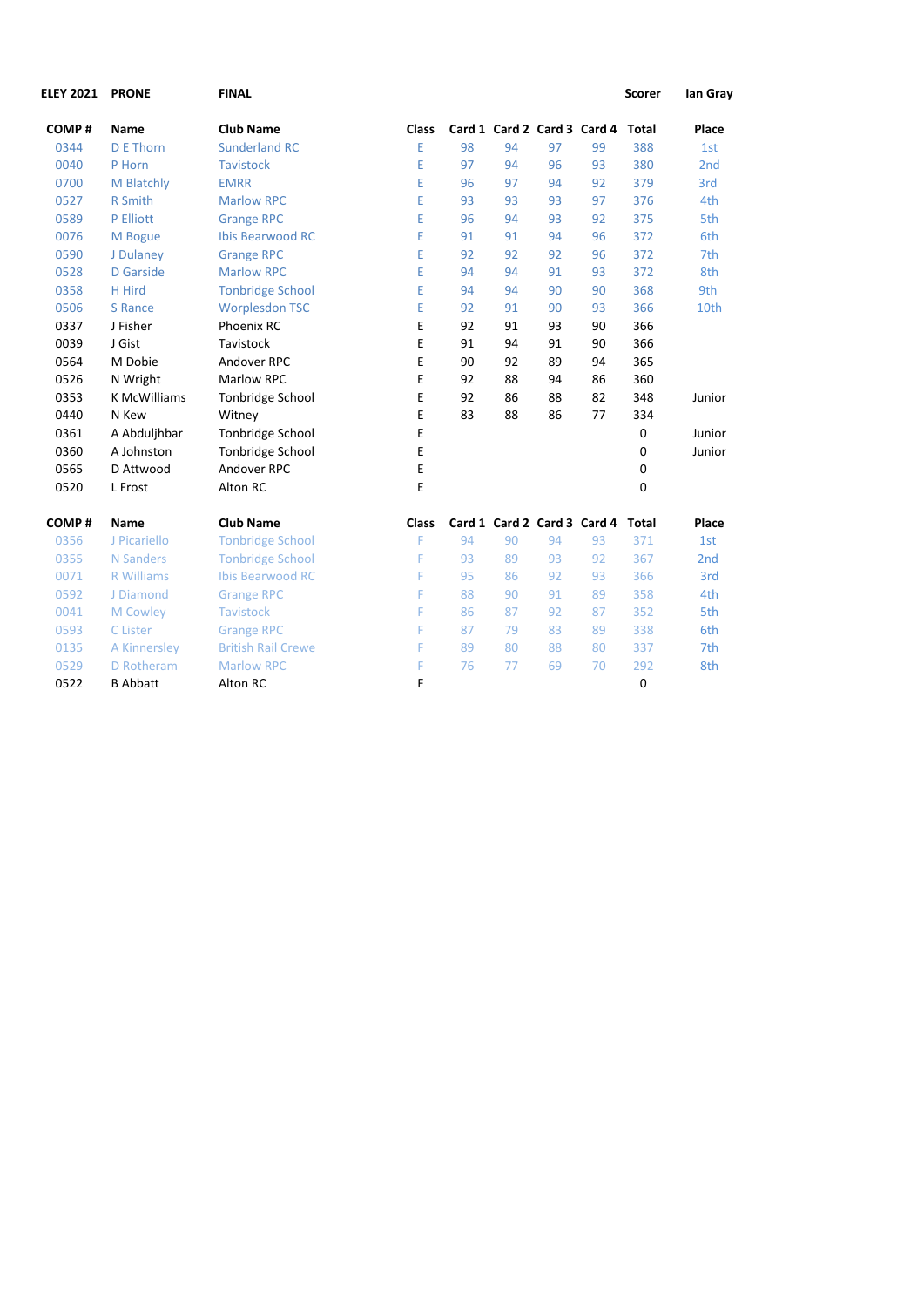**ELEY 2021** **PRONE** **FINAL** **Scorer** **Ian Gray**

| COMP # | Name | Club Name | Class | Card 1 | Card 2 | Card 3 | Card 4 | Total | Place |
|---|---|---|---|---|---|---|---|---|---|
| 0344 | D E Thorn | Sunderland RC | E | 98 | 94 | 97 | 99 | 388 | 1st |
| 0040 | P Horn | Tavistock | E | 97 | 94 | 96 | 93 | 380 | 2nd |
| 0700 | M Blatchly | EMRR | E | 96 | 97 | 94 | 92 | 379 | 3rd |
| 0527 | R Smith | Marlow RPC | E | 93 | 93 | 93 | 97 | 376 | 4th |
| 0589 | P Elliott | Grange RPC | E | 96 | 94 | 93 | 92 | 375 | 5th |
| 0076 | M Bogue | Ibis Bearwood RC | E | 91 | 91 | 94 | 96 | 372 | 6th |
| 0590 | J Dulaney | Grange RPC | E | 92 | 92 | 92 | 96 | 372 | 7th |
| 0528 | D Garside | Marlow RPC | E | 94 | 94 | 91 | 93 | 372 | 8th |
| 0358 | H Hird | Tonbridge School | E | 94 | 94 | 90 | 90 | 368 | 9th |
| 0506 | S Rance | Worplesdon TSC | E | 92 | 91 | 90 | 93 | 366 | 10th |
| 0337 | J Fisher | Phoenix RC | E | 92 | 91 | 93 | 90 | 366 | |
| 0039 | J Gist | Tavistock | E | 91 | 94 | 91 | 90 | 366 | |
| 0564 | M Dobie | Andover RPC | E | 90 | 92 | 89 | 94 | 365 | |
| 0526 | N Wright | Marlow RPC | E | 92 | 88 | 94 | 86 | 360 | |
| 0353 | K McWilliams | Tonbridge School | E | 92 | 86 | 88 | 82 | 348 | Junior |
| 0440 | N Kew | Witney | E | 83 | 88 | 86 | 77 | 334 | |
| 0361 | A Abduljhbar | Tonbridge School | E | | | | | 0 | Junior |
| 0360 | A Johnston | Tonbridge School | E | | | | | 0 | Junior |
| 0565 | D Attwood | Andover RPC | E | | | | | 0 | |
| 0520 | L Frost | Alton RC | E | | | | | 0 | |

| COMP # | Name | Club Name | Class | Card 1 | Card 2 | Card 3 | Card 4 | Total | Place |
|---|---|---|---|---|---|---|---|---|---|
| 0356 | J Picariello | Tonbridge School | F | 94 | 90 | 94 | 93 | 371 | 1st |
| 0355 | N Sanders | Tonbridge School | F | 93 | 89 | 93 | 92 | 367 | 2nd |
| 0071 | R Williams | Ibis Bearwood RC | F | 95 | 86 | 92 | 93 | 366 | 3rd |
| 0592 | J Diamond | Grange RPC | F | 88 | 90 | 91 | 89 | 358 | 4th |
| 0041 | M Cowley | Tavistock | F | 86 | 87 | 92 | 87 | 352 | 5th |
| 0593 | C Lister | Grange RPC | F | 87 | 79 | 83 | 89 | 338 | 6th |
| 0135 | A Kinnersley | British Rail Crewe | F | 89 | 80 | 88 | 80 | 337 | 7th |
| 0529 | D Rotheram | Marlow RPC | F | 76 | 77 | 69 | 70 | 292 | 8th |
| 0522 | B Abbatt | Alton RC | F | | | | | 0 | |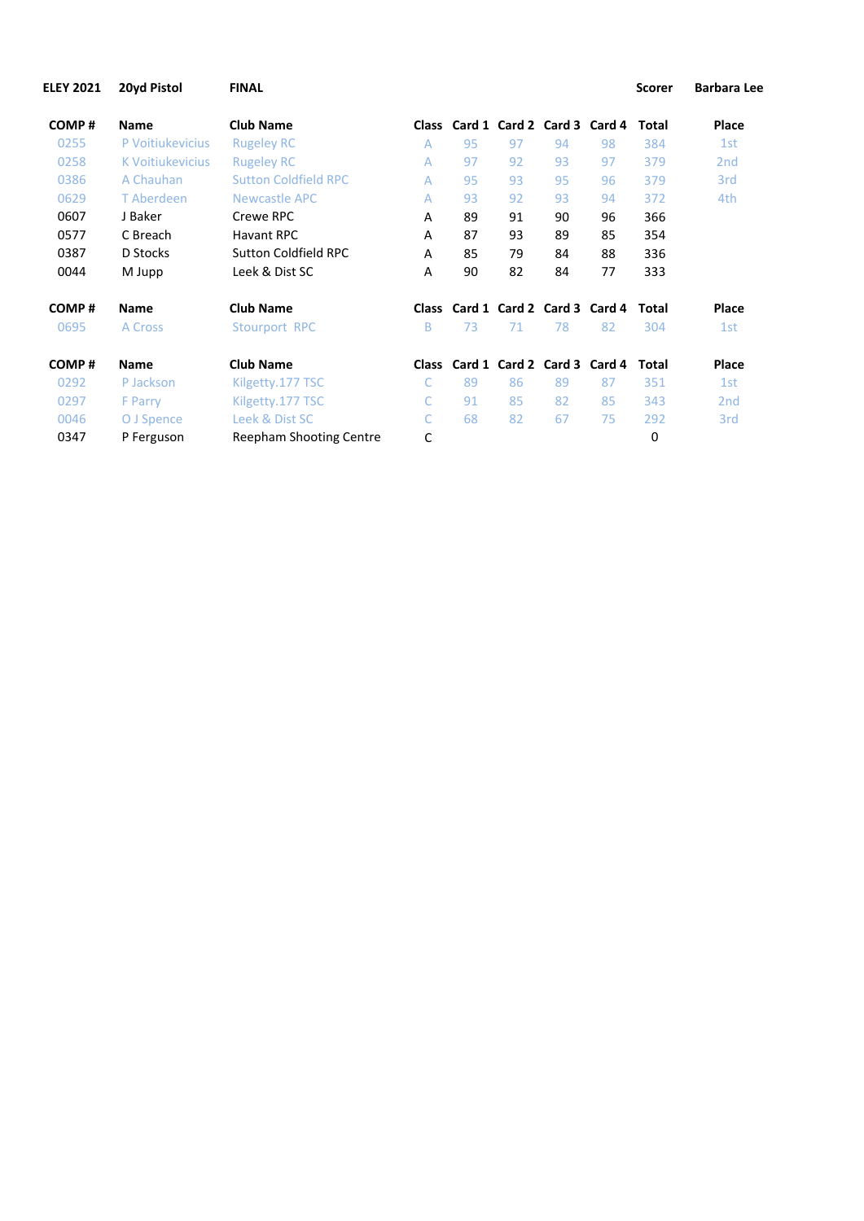**ELEY 2021** **20yd Pistol** **FINAL** **Scorer** **Barbara Lee**

| COMP # | Name | Club Name | Class | Card 1 | Card 2 | Card 3 | Card 4 | Total | Place |
|---|---|---|---|---|---|---|---|---|---|
| 0255 | P Voitiukevicius | Rugeley RC | A | 95 | 97 | 94 | 98 | 384 | 1st |
| 0258 | K Voitiukevicius | Rugeley RC | A | 97 | 92 | 93 | 97 | 379 | 2nd |
| 0386 | A Chauhan | Sutton Coldfield RPC | A | 95 | 93 | 95 | 96 | 379 | 3rd |
| 0629 | T Aberdeen | Newcastle APC | A | 93 | 92 | 93 | 94 | 372 | 4th |
| 0607 | J Baker | Crewe RPC | A | 89 | 91 | 90 | 96 | 366 | |
| 0577 | C Breach | Havant RPC | A | 87 | 93 | 89 | 85 | 354 | |
| 0387 | D Stocks | Sutton Coldfield RPC | A | 85 | 79 | 84 | 88 | 336 | |
| 0044 | M Jupp | Leek & Dist SC | A | 90 | 82 | 84 | 77 | 333 | |

| COMP # | Name | Club Name | Class | Card 1 | Card 2 | Card 3 | Card 4 | Total | Place |
|---|---|---|---|---|---|---|---|---|---|
| 0695 | A Cross | Stourport RPC | B | 73 | 71 | 78 | 82 | 304 | 1st |

| COMP # | Name | Club Name | Class | Card 1 | Card 2 | Card 3 | Card 4 | Total | Place |
|---|---|---|---|---|---|---|---|---|---|
| 0292 | P Jackson | Kilgetty.177 TSC | C | 89 | 86 | 89 | 87 | 351 | 1st |
| 0297 | F Parry | Kilgetty.177 TSC | C | 91 | 85 | 82 | 85 | 343 | 2nd |
| 0046 | O J Spence | Leek & Dist SC | C | 68 | 82 | 67 | 75 | 292 | 3rd |
| 0347 | P Ferguson | Reepham Shooting Centre | C | | | | | 0 | |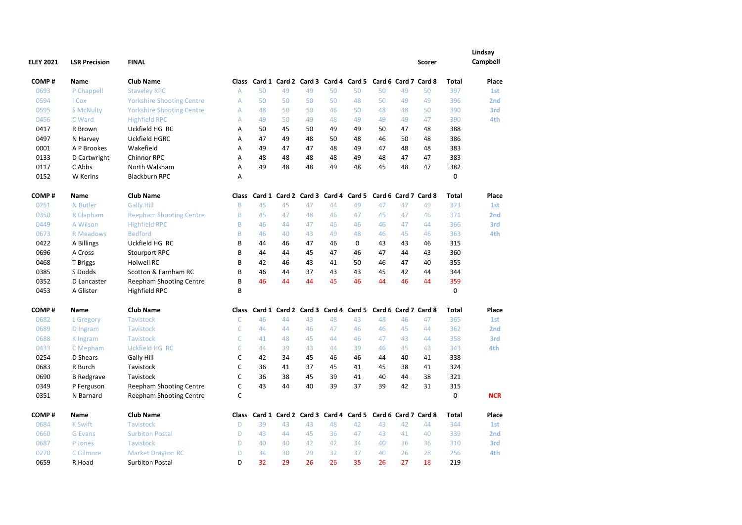**ELEY 2021** **LSR Precision** **FINAL** **Scorer** **Lindsay Campbell**

| COMP # | Name | Club Name | Class | Card 1 | Card 2 | Card 3 | Card 4 | Card 5 | Card 6 | Card 7 | Card 8 | Total | Place |
|---|---|---|---|---|---|---|---|---|---|---|---|---|---|
| 0693 | P Chappell | Staveley RPC | A | 50 | 49 | 49 | 50 | 50 | 50 | 49 | 50 | 397 | 1st |
| 0594 | I Cox | Yorkshire Shooting Centre | A | 50 | 50 | 50 | 50 | 48 | 50 | 49 | 49 | 396 | 2nd |
| 0595 | S McNulty | Yorkshire Shooting Centre | A | 48 | 50 | 50 | 46 | 50 | 48 | 48 | 50 | 390 | 3rd |
| 0456 | C Ward | Highfield RPC | A | 49 | 50 | 49 | 48 | 49 | 49 | 49 | 47 | 390 | 4th |
| 0417 | R Brown | Uckfield HG RC | A | 50 | 45 | 50 | 49 | 49 | 50 | 47 | 48 | 388 | |
| 0497 | N Harvey | Uckfield HGRC | A | 47 | 49 | 48 | 50 | 48 | 46 | 50 | 48 | 386 | |
| 0001 | A P Brookes | Wakefield | A | 49 | 47 | 47 | 48 | 49 | 47 | 48 | 48 | 383 | |
| 0133 | D Cartwright | Chinnor RPC | A | 48 | 48 | 48 | 48 | 49 | 48 | 47 | 47 | 383 | |
| 0117 | C Abbs | North Walsham | A | 49 | 48 | 48 | 49 | 48 | 45 | 48 | 47 | 382 | |
| 0152 | W Kerins | Blackburn RPC | A | | | | | | | | | 0 | |

| COMP # | Name | Club Name | Class | Card 1 | Card 2 | Card 3 | Card 4 | Card 5 | Card 6 | Card 7 | Card 8 | Total | Place |
|---|---|---|---|---|---|---|---|---|---|---|---|---|---|
| 0251 | N Butler | Gally Hill | B | 45 | 45 | 47 | 44 | 49 | 47 | 47 | 49 | 373 | 1st |
| 0350 | R Clapham | Reepham Shooting Centre | B | 45 | 47 | 48 | 46 | 47 | 45 | 47 | 46 | 371 | 2nd |
| 0449 | A Wilson | Highfield RPC | B | 46 | 44 | 47 | 46 | 46 | 46 | 47 | 44 | 366 | 3rd |
| 0673 | R Meadows | Bedford | B | 46 | 40 | 43 | 49 | 48 | 46 | 45 | 46 | 363 | 4th |
| 0422 | A Billings | Uckfield HG RC | B | 44 | 46 | 47 | 46 | 0 | 43 | 43 | 46 | 315 | |
| 0696 | A Cross | Stourport RPC | B | 44 | 44 | 45 | 47 | 46 | 47 | 44 | 43 | 360 | |
| 0468 | T Briggs | Holwell RC | B | 42 | 46 | 43 | 41 | 50 | 46 | 47 | 40 | 355 | |
| 0385 | S Dodds | Scotton & Farnham RC | B | 46 | 44 | 37 | 43 | 43 | 45 | 42 | 44 | 344 | |
| 0352 | D Lancaster | Reepham Shooting Centre | B | 46 | 44 | 44 | 45 | 46 | 44 | 46 | 44 | 359 | |
| 0453 | A Glister | Highfield RPC | B | | | | | | | | | 0 | |

| COMP # | Name | Club Name | Class | Card 1 | Card 2 | Card 3 | Card 4 | Card 5 | Card 6 | Card 7 | Card 8 | Total | Place |
|---|---|---|---|---|---|---|---|---|---|---|---|---|---|
| 0682 | L Gregory | Tavistock | C | 46 | 44 | 43 | 48 | 43 | 48 | 46 | 47 | 365 | 1st |
| 0689 | D Ingram | Tavistock | C | 44 | 44 | 46 | 47 | 46 | 46 | 45 | 44 | 362 | 2nd |
| 0688 | K Ingram | Tavistock | C | 41 | 48 | 45 | 44 | 46 | 47 | 43 | 44 | 358 | 3rd |
| 0433 | C Mepham | Uckfield HG RC | C | 44 | 39 | 43 | 44 | 39 | 46 | 45 | 43 | 343 | 4th |
| 0254 | D Shears | Gally Hill | C | 42 | 34 | 45 | 46 | 46 | 44 | 40 | 41 | 338 | |
| 0683 | R Burch | Tavistock | C | 36 | 41 | 37 | 45 | 41 | 45 | 38 | 41 | 324 | |
| 0690 | B Redgrave | Tavistock | C | 36 | 38 | 45 | 39 | 41 | 40 | 44 | 38 | 321 | |
| 0349 | P Ferguson | Reepham Shooting Centre | C | 43 | 44 | 40 | 39 | 37 | 39 | 42 | 31 | 315 | |
| 0351 | N Barnard | Reepham Shooting Centre | C | | | | | | | | | 0 | NCR |

| COMP # | Name | Club Name | Class | Card 1 | Card 2 | Card 3 | Card 4 | Card 5 | Card 6 | Card 7 | Card 8 | Total | Place |
|---|---|---|---|---|---|---|---|---|---|---|---|---|---|
| 0684 | K Swift | Tavistock | D | 39 | 43 | 43 | 48 | 42 | 43 | 42 | 44 | 344 | 1st |
| 0660 | G Evans | Surbiton Postal | D | 43 | 44 | 45 | 36 | 47 | 43 | 41 | 40 | 339 | 2nd |
| 0687 | P Jones | Tavistock | D | 40 | 40 | 42 | 42 | 34 | 40 | 36 | 36 | 310 | 3rd |
| 0270 | C Gilmore | Market Drayton RC | D | 34 | 30 | 29 | 32 | 37 | 40 | 26 | 28 | 256 | 4th |
| 0659 | R Hoad | Surbiton Postal | D | 32 | 29 | 26 | 26 | 35 | 26 | 27 | 18 | 219 | |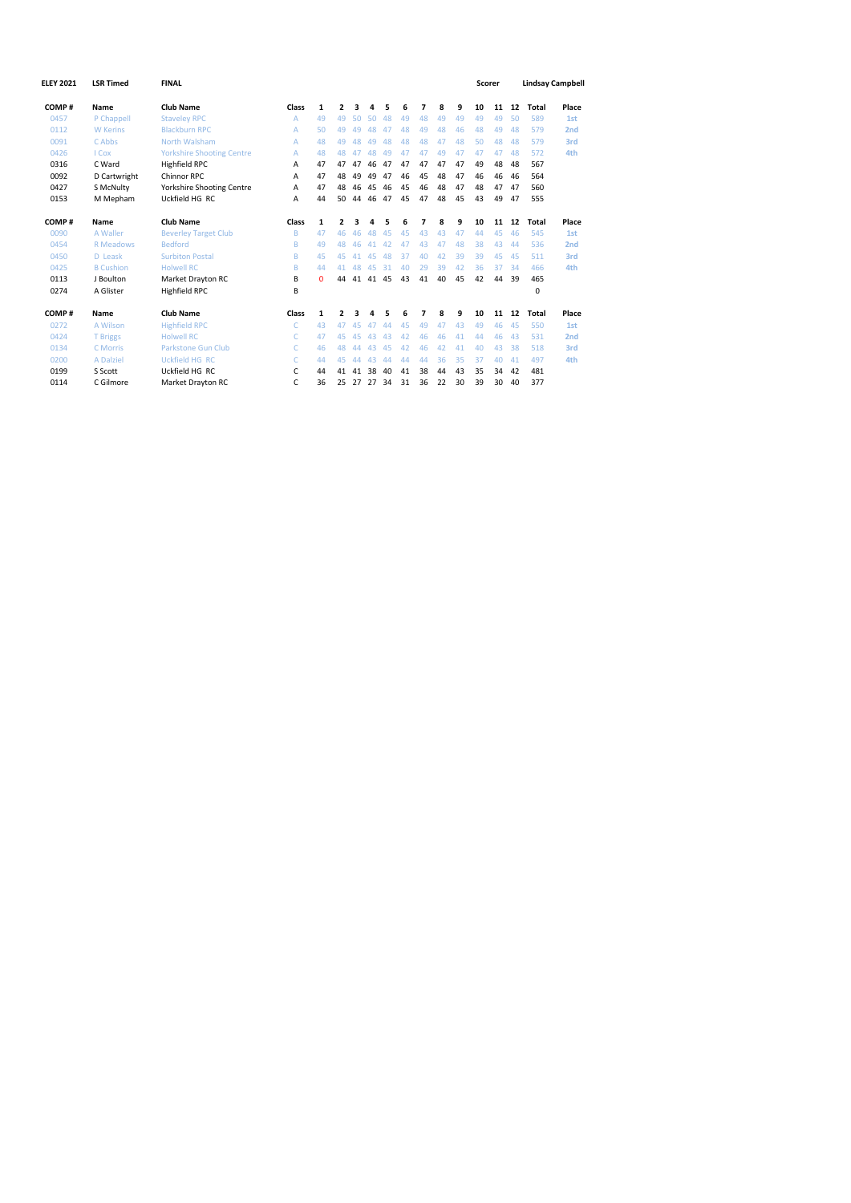**ELEY 2021** **LSR Timed** **FINAL** **Scorer** **Lindsay Campbell**

| COMP # | Name | Club Name | Class | 1 | 2 | 3 | 4 | 5 | 6 | 7 | 8 | 9 | 10 | 11 | 12 | Total | Place |
|---|---|---|---|---|---|---|---|---|---|---|---|---|---|---|---|---|---|
| 0457 | P Chappell | Staveley RPC | A | 49 | 49 | 50 | 50 | 48 | 49 | 48 | 49 | 49 | 49 | 49 | 50 | 589 | 1st |
| 0112 | W Kerins | Blackburn RPC | A | 50 | 49 | 49 | 48 | 47 | 48 | 49 | 48 | 46 | 48 | 49 | 48 | 579 | 2nd |
| 0091 | C Abbs | North Walsham | A | 48 | 49 | 48 | 49 | 48 | 48 | 48 | 47 | 48 | 50 | 48 | 48 | 579 | 3rd |
| 0426 | I Cox | Yorkshire Shooting Centre | A | 48 | 48 | 47 | 48 | 49 | 47 | 47 | 49 | 47 | 47 | 47 | 48 | 572 | 4th |
| 0316 | C Ward | Highfield RPC | A | 47 | 47 | 47 | 46 | 47 | 47 | 47 | 47 | 47 | 49 | 48 | 48 | 567 | |
| 0092 | D Cartwright | Chinnor RPC | A | 47 | 48 | 49 | 49 | 47 | 46 | 45 | 48 | 47 | 46 | 46 | 46 | 564 | |
| 0427 | S McNulty | Yorkshire Shooting Centre | A | 47 | 48 | 46 | 45 | 46 | 45 | 46 | 48 | 47 | 48 | 47 | 47 | 560 | |
| 0153 | M Mepham | Uckfield HG RC | A | 44 | 50 | 44 | 46 | 47 | 45 | 47 | 48 | 45 | 43 | 49 | 47 | 555 | |

| COMP # | Name | Club Name | Class | 1 | 2 | 3 | 4 | 5 | 6 | 7 | 8 | 9 | 10 | 11 | 12 | Total | Place |
|---|---|---|---|---|---|---|---|---|---|---|---|---|---|---|---|---|---|
| 0090 | A Waller | Beverley Target Club | B | 47 | 46 | 46 | 48 | 45 | 45 | 43 | 43 | 47 | 44 | 45 | 46 | 545 | 1st |
| 0454 | R Meadows | Bedford | B | 49 | 48 | 46 | 41 | 42 | 47 | 43 | 47 | 48 | 38 | 43 | 44 | 536 | 2nd |
| 0450 | D Leask | Surbiton Postal | B | 45 | 45 | 41 | 45 | 48 | 37 | 40 | 42 | 39 | 39 | 45 | 45 | 511 | 3rd |
| 0425 | B Cushion | Holwell RC | B | 44 | 41 | 48 | 45 | 31 | 40 | 29 | 39 | 42 | 36 | 37 | 34 | 466 | 4th |
| 0113 | J Boulton | Market Drayton RC | B | 0 | 44 | 41 | 41 | 45 | 43 | 41 | 40 | 45 | 42 | 44 | 39 | 465 | |
| 0274 | A Glister | Highfield RPC | B | | | | | | | | | | | | | 0 | |

| COMP # | Name | Club Name | Class | 1 | 2 | 3 | 4 | 5 | 6 | 7 | 8 | 9 | 10 | 11 | 12 | Total | Place |
|---|---|---|---|---|---|---|---|---|---|---|---|---|---|---|---|---|---|
| 0272 | A Wilson | Highfield RPC | C | 43 | 47 | 45 | 47 | 44 | 45 | 49 | 47 | 43 | 49 | 46 | 45 | 550 | 1st |
| 0424 | T Briggs | Holwell RC | C | 47 | 45 | 45 | 43 | 43 | 42 | 46 | 46 | 41 | 44 | 46 | 43 | 531 | 2nd |
| 0134 | C Morris | Parkstone Gun Club | C | 46 | 48 | 44 | 43 | 45 | 42 | 46 | 42 | 41 | 40 | 43 | 38 | 518 | 3rd |
| 0200 | A Dalziel | Uckfield HG RC | C | 44 | 45 | 44 | 43 | 44 | 44 | 44 | 36 | 35 | 37 | 40 | 41 | 497 | 4th |
| 0199 | S Scott | Uckfield HG RC | C | 44 | 41 | 41 | 38 | 40 | 41 | 38 | 44 | 43 | 35 | 34 | 42 | 481 | |
| 0114 | C Gilmore | Market Drayton RC | C | 36 | 25 | 27 | 27 | 34 | 31 | 36 | 22 | 30 | 39 | 30 | 40 | 377 | |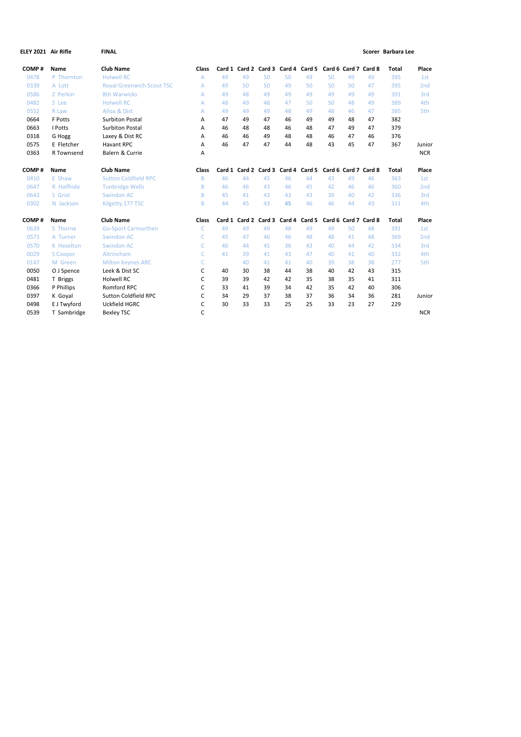**ELEY 2021 Air Rifle** **FINAL** **Scorer Barbara Lee**

| COMP # | Name | Club Name | Class | Card 1 | Card 2 | Card 3 | Card 4 | Card 5 | Card 6 | Card 7 | Card 8 | Total | Place |
|---|---|---|---|---|---|---|---|---|---|---|---|---|---|
| 0478 | P Thornton | Holwell RC | A | 49 | 49 | 50 | 50 | 49 | 50 | 49 | 49 | 395 | 1st |
| 0339 | A Lott | Royal Greenwich Scout TSC | A | 49 | 50 | 50 | 49 | 50 | 50 | 50 | 47 | 395 | 2nd |
| 0586 | Z Perkin | 8th Warwicks | A | 49 | 48 | 49 | 49 | 49 | 49 | 49 | 49 | 391 | 3rd |
| 0482 | S Lee | Holwell RC | A | 48 | 49 | 48 | 47 | 50 | 50 | 48 | 49 | 389 | 4th |
| 0552 | R Law | Alloa & Dist | A | 49 | 49 | 49 | 48 | 49 | 48 | 46 | 47 | 385 | 5th |
| 0664 | F Potts | Surbiton Postal | A | 47 | 49 | 47 | 46 | 49 | 49 | 48 | 47 | 382 | |
| 0663 | I Potts | Surbiton Postal | A | 46 | 48 | 48 | 46 | 48 | 47 | 49 | 47 | 379 | |
| 0318 | G Hogg | Laxey & Dist RC | A | 46 | 46 | 49 | 48 | 48 | 46 | 47 | 46 | 376 | |
| 0575 | E Fletcher | Havant RPC | A | 46 | 47 | 47 | 44 | 48 | 43 | 45 | 47 | 367 | Junior |
| 0363 | R Townsend | Balern & Currie | A | | | | | | | | | | NCR |

| COMP # | Name | Club Name | Class | Card 1 | Card 2 | Card 3 | Card 4 | Card 5 | Card 6 | Card 7 | Card 8 | Total | Place |
|---|---|---|---|---|---|---|---|---|---|---|---|---|---|
| 0410 | E Shaw | Sutton Coldfield RPC | B | 46 | 44 | 45 | 46 | 44 | 43 | 49 | 46 | 363 | 1st |
| 0647 | R Halfhide | Tunbridge Wells | B | 46 | 46 | 43 | 46 | 45 | 42 | 46 | 46 | 360 | 2nd |
| 0643 | S Grist | Swindon AC | B | 45 | 41 | 43 | 43 | 43 | 39 | 40 | 42 | 336 | 3rd |
| 0302 | N Jackson | Kilgetty.177 TSC | B | 44 | 45 | 43 | 45 | 46 | 46 | 44 | 43 | 311 | 4th |

| COMP # | Name | Club Name | Class | Card 1 | Card 2 | Card 3 | Card 4 | Card 5 | Card 6 | Card 7 | Card 8 | Total | Place |
|---|---|---|---|---|---|---|---|---|---|---|---|---|---|
| 0639 | S Thorne | Go-Sport Carmarthen | C | 49 | 49 | 49 | 48 | 49 | 49 | 50 | 48 | 391 | 1st |
| 0573 | A Turner | Swindon AC | C | 45 | 47 | 46 | 46 | 48 | 48 | 41 | 48 | 369 | 2nd |
| 0570 | K Heselton | Swindon AC | C | 40 | 44 | 45 | 36 | 43 | 40 | 44 | 42 | 334 | 3rd |
| 0029 | S Cooper | Altrincham | C | 41 | 39 | 41 | 43 | 47 | 40 | 41 | 40 | 332 | 4th |
| 0147 | M Green | Milton Keynes ARC | C | | 40 | 41 | 41 | 40 | 39 | 38 | 38 | 277 | 5th |
| 0050 | O J Spence | Leek & Dist SC | C | 40 | 30 | 38 | 44 | 38 | 40 | 42 | 43 | 315 | |
| 0481 | T Briggs | Holwell RC | C | 39 | 39 | 42 | 42 | 35 | 38 | 35 | 41 | 311 | |
| 0366 | P Phillips | Romford RPC | C | 33 | 41 | 39 | 34 | 42 | 35 | 42 | 40 | 306 | |
| 0397 | K Goyal | Sutton Coldfield RPC | C | 34 | 29 | 37 | 38 | 37 | 36 | 34 | 36 | 281 | Junior |
| 0498 | E J Twyford | Uckfield HGRC | C | 30 | 33 | 33 | 25 | 25 | 33 | 23 | 27 | 229 | |
| 0539 | T Sambridge | Bexley TSC | C | | | | | | | | | | NCR |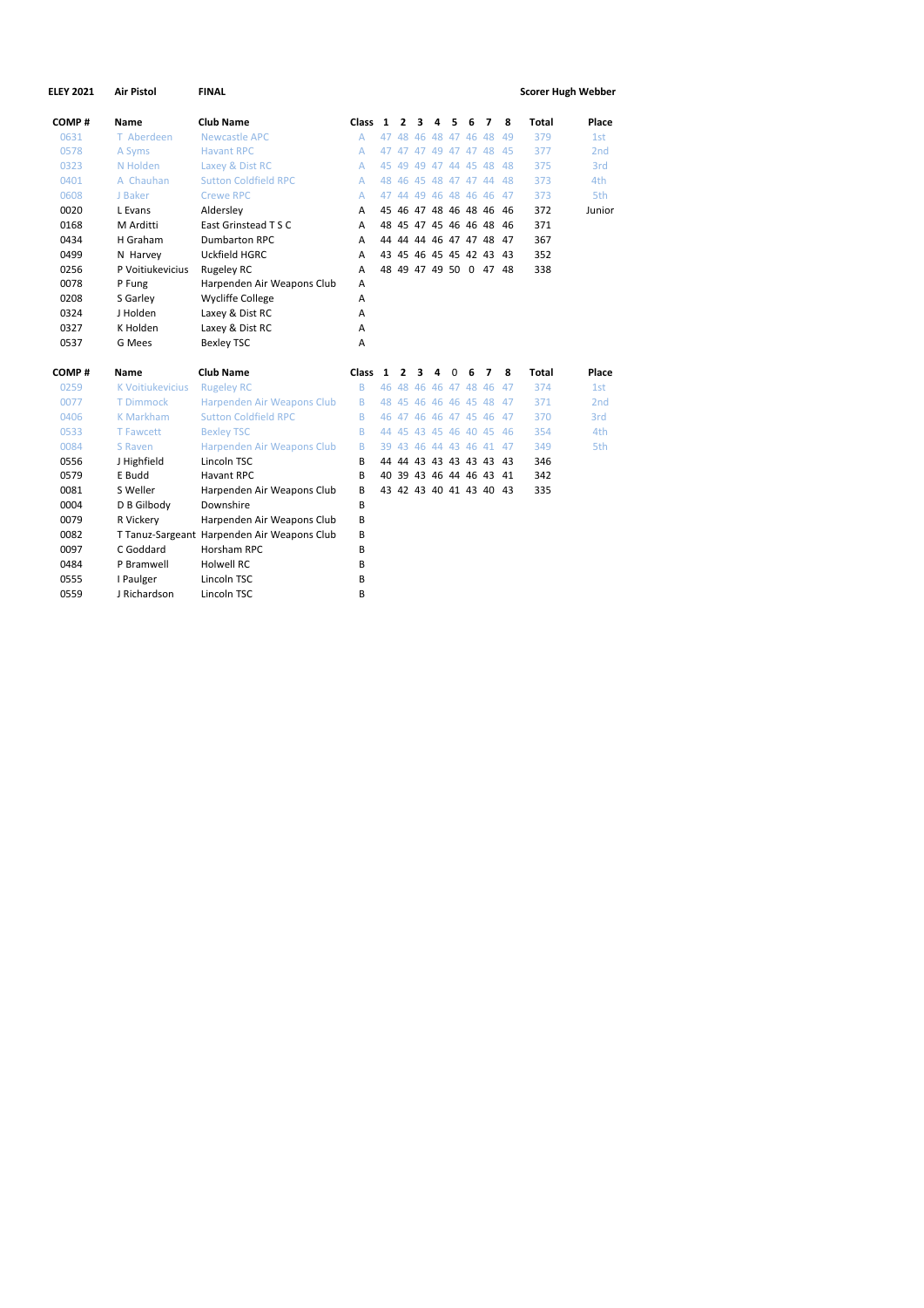**ELEY 2021** **Air Pistol** **FINAL** **Scorer Hugh Webber**

| COMP # | Name | Club Name | Class | 1 | 2 | 3 | 4 | 5 | 6 | 7 | 8 | Total | Place |
|---|---|---|---|---|---|---|---|---|---|---|---|---|---|
| 0631 | T Aberdeen | Newcastle APC | A | 47 | 48 | 46 | 48 | 47 | 46 | 48 | 49 | 379 | 1st |
| 0578 | A Syms | Havant RPC | A | 47 | 47 | 47 | 49 | 47 | 47 | 48 | 45 | 377 | 2nd |
| 0323 | N Holden | Laxey & Dist RC | A | 45 | 49 | 49 | 47 | 44 | 45 | 48 | 48 | 375 | 3rd |
| 0401 | A Chauhan | Sutton Coldfield RPC | A | 48 | 46 | 45 | 48 | 47 | 47 | 44 | 48 | 373 | 4th |
| 0608 | J Baker | Crewe RPC | A | 47 | 44 | 49 | 46 | 48 | 46 | 46 | 47 | 373 | 5th |
| 0020 | L Evans | Aldersley | A | 45 | 46 | 47 | 48 | 46 | 48 | 46 | 46 | 372 | Junior |
| 0168 | M Arditti | East Grinstead T S C | A | 48 | 45 | 47 | 45 | 46 | 46 | 48 | 46 | 371 | |
| 0434 | H Graham | Dumbarton RPC | A | 44 | 44 | 44 | 46 | 47 | 47 | 48 | 47 | 367 | |
| 0499 | N Harvey | Uckfield HGRC | A | 43 | 45 | 46 | 45 | 45 | 42 | 43 | 43 | 352 | |
| 0256 | P Voitiukevicius | Rugeley RC | A | 48 | 49 | 47 | 49 | 50 | 0 | 47 | 48 | 338 | |
| 0078 | P Fung | Harpenden Air Weapons Club | A | | | | | | | | | | |
| 0208 | S Garley | Wycliffe College | A | | | | | | | | | | |
| 0324 | J Holden | Laxey & Dist RC | A | | | | | | | | | | |
| 0327 | K Holden | Laxey & Dist RC | A | | | | | | | | | | |
| 0537 | G Mees | Bexley TSC | A | | | | | | | | | | |

| COMP # | Name | Club Name | Class | 1 | 2 | 3 | 4 | 0 | 6 | 7 | 8 | Total | Place |
|---|---|---|---|---|---|---|---|---|---|---|---|---|---|
| 0259 | K Voitiukevicius | Rugeley RC | B | 46 | 48 | 46 | 46 | 47 | 48 | 46 | 47 | 374 | 1st |
| 0077 | T Dimmock | Harpenden Air Weapons Club | B | 48 | 45 | 46 | 46 | 46 | 45 | 48 | 47 | 371 | 2nd |
| 0406 | K Markham | Sutton Coldfield RPC | B | 46 | 47 | 46 | 46 | 47 | 45 | 46 | 47 | 370 | 3rd |
| 0533 | T Fawcett | Bexley TSC | B | 44 | 45 | 43 | 45 | 46 | 40 | 45 | 46 | 354 | 4th |
| 0084 | S Raven | Harpenden Air Weapons Club | B | 39 | 43 | 46 | 44 | 43 | 46 | 41 | 47 | 349 | 5th |
| 0556 | J Highfield | Lincoln TSC | B | 44 | 44 | 43 | 43 | 43 | 43 | 43 | 43 | 346 | |
| 0579 | E Budd | Havant RPC | B | 40 | 39 | 43 | 46 | 44 | 46 | 43 | 41 | 342 | |
| 0081 | S Weller | Harpenden Air Weapons Club | B | 43 | 42 | 43 | 40 | 41 | 43 | 40 | 43 | 335 | |
| 0004 | D B Gilbody | Downshire | B | | | | | | | | | | |
| 0079 | R Vickery | Harpenden Air Weapons Club | B | | | | | | | | | | |
| 0082 | T Tanuz-Sargeant | Harpenden Air Weapons Club | B | | | | | | | | | | |
| 0097 | C Goddard | Horsham RPC | B | | | | | | | | | | |
| 0484 | P Bramwell | Holwell RC | B | | | | | | | | | | |
| 0555 | I Paulger | Lincoln TSC | B | | | | | | | | | | |
| 0559 | J Richardson | Lincoln TSC | B | | | | | | | | | | |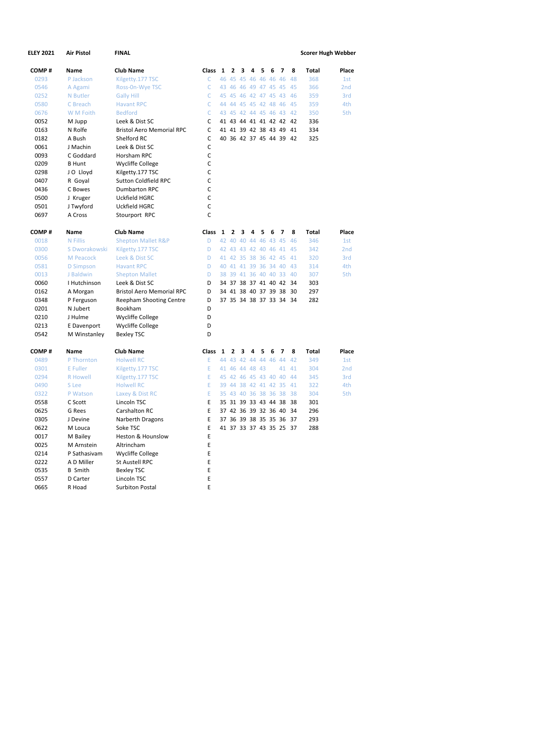**ELEY 2021** **Air Pistol** **FINAL** **Scorer Hugh Webber**

| COMP # | Name | Club Name | Class | 1 | 2 | 3 | 4 | 5 | 6 | 7 | 8 | Total | Place |
|---|---|---|---|---|---|---|---|---|---|---|---|---|---|
| 0293 | P Jackson | Kilgetty.177 TSC | C | 46 | 45 | 45 | 46 | 46 | 46 | 46 | 48 | 368 | 1st |
| 0546 | A Agami | Ross-On-Wye TSC | C | 43 | 46 | 46 | 49 | 47 | 45 | 45 | 45 | 366 | 2nd |
| 0252 | N Butler | Gally Hill | C | 45 | 45 | 46 | 42 | 47 | 45 | 43 | 46 | 359 | 3rd |
| 0580 | C Breach | Havant RPC | C | 44 | 44 | 45 | 45 | 42 | 48 | 46 | 45 | 359 | 4th |
| 0676 | W M Foith | Bedford | C | 43 | 45 | 42 | 44 | 45 | 46 | 43 | 42 | 350 | 5th |
| 0052 | M Jupp | Leek & Dist SC | C | 41 | 43 | 44 | 41 | 41 | 42 | 42 | 42 | 336 | |
| 0163 | N Rolfe | Bristol Aero Memorial RPC | C | 41 | 41 | 39 | 42 | 38 | 43 | 49 | 41 | 334 | |
| 0182 | A Bush | Shelford RC | C | 40 | 36 | 42 | 37 | 45 | 44 | 39 | 42 | 325 | |
| 0061 | J Machin | Leek & Dist SC | C | | | | | | | | | | |
| 0093 | C Goddard | Horsham RPC | C | | | | | | | | | | |
| 0209 | B Hunt | Wycliffe College | C | | | | | | | | | | |
| 0298 | J O Lloyd | Kilgetty.177 TSC | C | | | | | | | | | | |
| 0407 | R Goyal | Sutton Coldfield RPC | C | | | | | | | | | | |
| 0436 | C Bowes | Dumbarton RPC | C | | | | | | | | | | |
| 0500 | J Kruger | Uckfield HGRC | C | | | | | | | | | | |
| 0501 | J Twyford | Uckfield HGRC | C | | | | | | | | | | |
| 0697 | A Cross | Stourport RPC | C | | | | | | | | | | |

| COMP # | Name | Club Name | Class | 1 | 2 | 3 | 4 | 5 | 6 | 7 | 8 | Total | Place |
|---|---|---|---|---|---|---|---|---|---|---|---|---|---|
| 0018 | N Fillis | Shepton Mallet R&P | D | 42 | 40 | 40 | 44 | 46 | 43 | 45 | 46 | 346 | 1st |
| 0300 | S Dworakowski | Kilgetty.177 TSC | D | 42 | 43 | 43 | 42 | 40 | 46 | 41 | 45 | 342 | 2nd |
| 0056 | M Peacock | Leek & Dist SC | D | 41 | 42 | 35 | 38 | 36 | 42 | 45 | 41 | 320 | 3rd |
| 0581 | D Simpson | Havant RPC | D | 40 | 41 | 41 | 39 | 36 | 34 | 40 | 43 | 314 | 4th |
| 0013 | J Baldwin | Shepton Mallet | D | 38 | 39 | 41 | 36 | 40 | 40 | 33 | 40 | 307 | 5th |
| 0060 | I Hutchinson | Leek & Dist SC | D | 34 | 37 | 38 | 37 | 41 | 40 | 42 | 34 | 303 | |
| 0162 | A Morgan | Bristol Aero Memorial RPC | D | 34 | 41 | 38 | 40 | 37 | 39 | 38 | 30 | 297 | |
| 0348 | P Ferguson | Reepham Shooting Centre | D | 37 | 35 | 34 | 38 | 37 | 33 | 34 | 34 | 282 | |
| 0201 | N Jubert | Bookham | D | | | | | | | | | | |
| 0210 | J Hulme | Wycliffe College | D | | | | | | | | | | |
| 0213 | E Davenport | Wycliffe College | D | | | | | | | | | | |
| 0542 | M Winstanley | Bexley TSC | D | | | | | | | | | | |

| COMP # | Name | Club Name | Class | 1 | 2 | 3 | 4 | 5 | 6 | 7 | 8 | Total | Place |
|---|---|---|---|---|---|---|---|---|---|---|---|---|---|
| 0489 | P Thornton | Holwell RC | E | 44 | 43 | 42 | 44 | 44 | 46 | 44 | 42 | 349 | 1st |
| 0301 | E Fuller | Kilgetty.177 TSC | E | 41 | 46 | 44 | 48 | 43 | | 41 | 41 | 304 | 2nd |
| 0294 | R Howell | Kilgetty.177 TSC | E | 45 | 42 | 46 | 45 | 43 | 40 | 40 | 44 | 345 | 3rd |
| 0490 | S Lee | Holwell RC | E | 39 | 44 | 38 | 42 | 41 | 42 | 35 | 41 | 322 | 4th |
| 0322 | P Watson | Laxey & Dist RC | E | 35 | 43 | 40 | 36 | 38 | 36 | 38 | 38 | 304 | 5th |
| 0558 | C Scott | Lincoln TSC | E | 35 | 31 | 39 | 33 | 43 | 44 | 38 | 38 | 301 | |
| 0625 | G Rees | Carshalton RC | E | 37 | 42 | 36 | 39 | 32 | 36 | 40 | 34 | 296 | |
| 0305 | J Devine | Narberth Dragons | E | 37 | 36 | 39 | 38 | 35 | 35 | 36 | 37 | 293 | |
| 0622 | M Louca | Soke TSC | E | 41 | 37 | 33 | 37 | 43 | 35 | 25 | 37 | 288 | |
| 0017 | M Bailey | Heston & Hounslow | E | | | | | | | | | | |
| 0025 | M Arnstein | Altrincham | E | | | | | | | | | | |
| 0214 | P Sathasivam | Wycliffe College | E | | | | | | | | | | |
| 0222 | A D Miller | St Austell RPC | E | | | | | | | | | | |
| 0535 | B Smith | Bexley TSC | E | | | | | | | | | | |
| 0557 | D Carter | Lincoln TSC | E | | | | | | | | | | |
| 0665 | R Hoad | Surbiton Postal | E | | | | | | | | | | |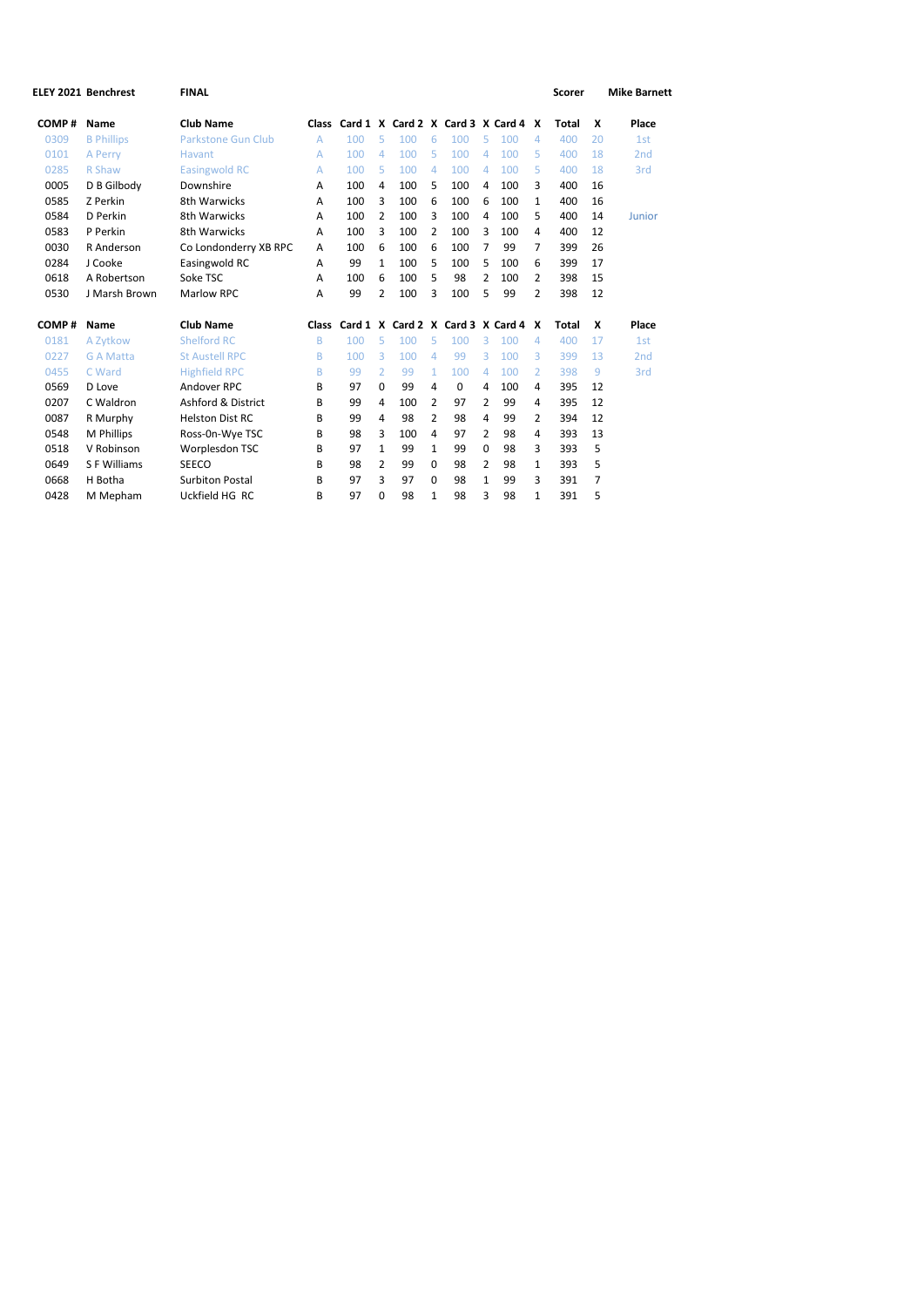**ELEY 2021 Benchrest** **FINAL** **Scorer** **Mike Barnett**

| COMP # | Name | Club Name | Class | Card 1 | X | Card 2 | X | Card 3 | X | Card 4 | X | Total | X | Place |
|---|---|---|---|---|---|---|---|---|---|---|---|---|---|---|
| 0309 | B Phillips | Parkstone Gun Club | A | 100 | 5 | 100 | 6 | 100 | 5 | 100 | 4 | 400 | 20 | 1st |
| 0101 | A Perry | Havant | A | 100 | 4 | 100 | 5 | 100 | 4 | 100 | 5 | 400 | 18 | 2nd |
| 0285 | R Shaw | Easingwold RC | A | 100 | 5 | 100 | 4 | 100 | 4 | 100 | 5 | 400 | 18 | 3rd |
| 0005 | D B Gilbody | Downshire | A | 100 | 4 | 100 | 5 | 100 | 4 | 100 | 3 | 400 | 16 | |
| 0585 | Z Perkin | 8th Warwicks | A | 100 | 3 | 100 | 6 | 100 | 6 | 100 | 1 | 400 | 16 | |
| 0584 | D Perkin | 8th Warwicks | A | 100 | 2 | 100 | 3 | 100 | 4 | 100 | 5 | 400 | 14 | Junior |
| 0583 | P Perkin | 8th Warwicks | A | 100 | 3 | 100 | 2 | 100 | 3 | 100 | 4 | 400 | 12 | |
| 0030 | R Anderson | Co Londonderry XB RPC | A | 100 | 6 | 100 | 6 | 100 | 7 | 99 | 7 | 399 | 26 | |
| 0284 | J Cooke | Easingwold RC | A | 99 | 1 | 100 | 5 | 100 | 5 | 100 | 6 | 399 | 17 | |
| 0618 | A Robertson | Soke TSC | A | 100 | 6 | 100 | 5 | 98 | 2 | 100 | 2 | 398 | 15 | |
| 0530 | J Marsh Brown | Marlow RPC | A | 99 | 2 | 100 | 3 | 100 | 5 | 99 | 2 | 398 | 12 | |

| COMP # | Name | Club Name | Class | Card 1 | X | Card 2 | X | Card 3 | X | Card 4 | X | Total | X | Place |
|---|---|---|---|---|---|---|---|---|---|---|---|---|---|---|
| 0181 | A Zytkow | Shelford RC | B | 100 | 5 | 100 | 5 | 100 | 3 | 100 | 4 | 400 | 17 | 1st |
| 0227 | G A Matta | St Austell RPC | B | 100 | 3 | 100 | 4 | 99 | 3 | 100 | 3 | 399 | 13 | 2nd |
| 0455 | C Ward | Highfield RPC | B | 99 | 2 | 99 | 1 | 100 | 4 | 100 | 2 | 398 | 9 | 3rd |
| 0569 | D Love | Andover RPC | B | 97 | 0 | 99 | 4 | 0 | 4 | 100 | 4 | 395 | 12 | |
| 0207 | C Waldron | Ashford & District | B | 99 | 4 | 100 | 2 | 97 | 2 | 99 | 4 | 395 | 12 | |
| 0087 | R Murphy | Helston Dist RC | B | 99 | 4 | 98 | 2 | 98 | 4 | 99 | 2 | 394 | 12 | |
| 0548 | M Phillips | Ross-On-Wye TSC | B | 98 | 3 | 100 | 4 | 97 | 2 | 98 | 4 | 393 | 13 | |
| 0518 | V Robinson | Worplesdon TSC | B | 97 | 1 | 99 | 1 | 99 | 0 | 98 | 3 | 393 | 5 | |
| 0649 | S F Williams | SEECO | B | 98 | 2 | 99 | 0 | 98 | 2 | 98 | 1 | 393 | 5 | |
| 0668 | H Botha | Surbiton Postal | B | 97 | 3 | 97 | 0 | 98 | 1 | 99 | 3 | 391 | 7 | |
| 0428 | M Mepham | Uckfield HG RC | B | 97 | 0 | 98 | 1 | 98 | 3 | 98 | 1 | 391 | 5 | |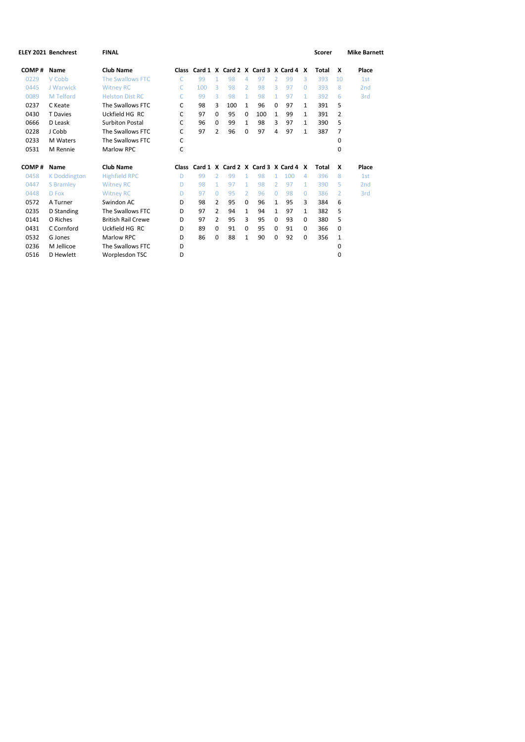**ELEY 2021 Benchrest** **FINAL** **Scorer** **Mike Barnett**

| COMP # | Name | Club Name | Class | Card 1 | X | Card 2 | X | Card 3 | X | Card 4 | X | Total | X | Place |
|---|---|---|---|---|---|---|---|---|---|---|---|---|---|---|
| 0229 | V Cobb | The Swallows FTC | C | 99 | 1 | 98 | 4 | 97 | 2 | 99 | 3 | 393 | 10 | 1st |
| 0445 | J Warwick | Witney RC | C | 100 | 3 | 98 | 2 | 98 | 3 | 97 | 0 | 393 | 8 | 2nd |
| 0089 | M Telford | Helston Dist RC | C | 99 | 3 | 98 | 1 | 98 | 1 | 97 | 1 | 392 | 6 | 3rd |
| 0237 | C Keate | The Swallows FTC | C | 98 | 3 | 100 | 1 | 96 | 0 | 97 | 1 | 391 | 5 | |
| 0430 | T Davies | Uckfield HG RC | C | 97 | 0 | 95 | 0 | 100 | 1 | 99 | 1 | 391 | 2 | |
| 0666 | D Leask | Surbiton Postal | C | 96 | 0 | 99 | 1 | 98 | 3 | 97 | 1 | 390 | 5 | |
| 0228 | J Cobb | The Swallows FTC | C | 97 | 2 | 96 | 0 | 97 | 4 | 97 | 1 | 387 | 7 | |
| 0233 | M Waters | The Swallows FTC | C | | | | | | | | | | 0 | |
| 0531 | M Rennie | Marlow RPC | C | | | | | | | | | | 0 | |

| COMP # | Name | Club Name | Class | Card 1 | X | Card 2 | X | Card 3 | X | Card 4 | X | Total | X | Place |
|---|---|---|---|---|---|---|---|---|---|---|---|---|---|---|
| 0458 | K Doddington | Highfield RPC | D | 99 | 2 | 99 | 1 | 98 | 1 | 100 | 4 | 396 | 8 | 1st |
| 0447 | S Bramley | Witney RC | D | 98 | 1 | 97 | 1 | 98 | 2 | 97 | 1 | 390 | 5 | 2nd |
| 0448 | D Fox | Witney RC | D | 97 | 0 | 95 | 2 | 96 | 0 | 98 | 0 | 386 | 2 | 3rd |
| 0572 | A Turner | Swindon AC | D | 98 | 2 | 95 | 0 | 96 | 1 | 95 | 3 | 384 | 6 | |
| 0235 | D Standing | The Swallows FTC | D | 97 | 2 | 94 | 1 | 94 | 1 | 97 | 1 | 382 | 5 | |
| 0141 | O Riches | British Rail Crewe | D | 97 | 2 | 95 | 3 | 95 | 0 | 93 | 0 | 380 | 5 | |
| 0431 | C Cornford | Uckfield HG RC | D | 89 | 0 | 91 | 0 | 95 | 0 | 91 | 0 | 366 | 0 | |
| 0532 | G Jones | Marlow RPC | D | 86 | 0 | 88 | 1 | 90 | 0 | 92 | 0 | 356 | 1 | |
| 0236 | M Jellicoe | The Swallows FTC | D | | | | | | | | | | 0 | |
| 0516 | D Hewlett | Worplesdon TSC | D | | | | | | | | | | 0 | |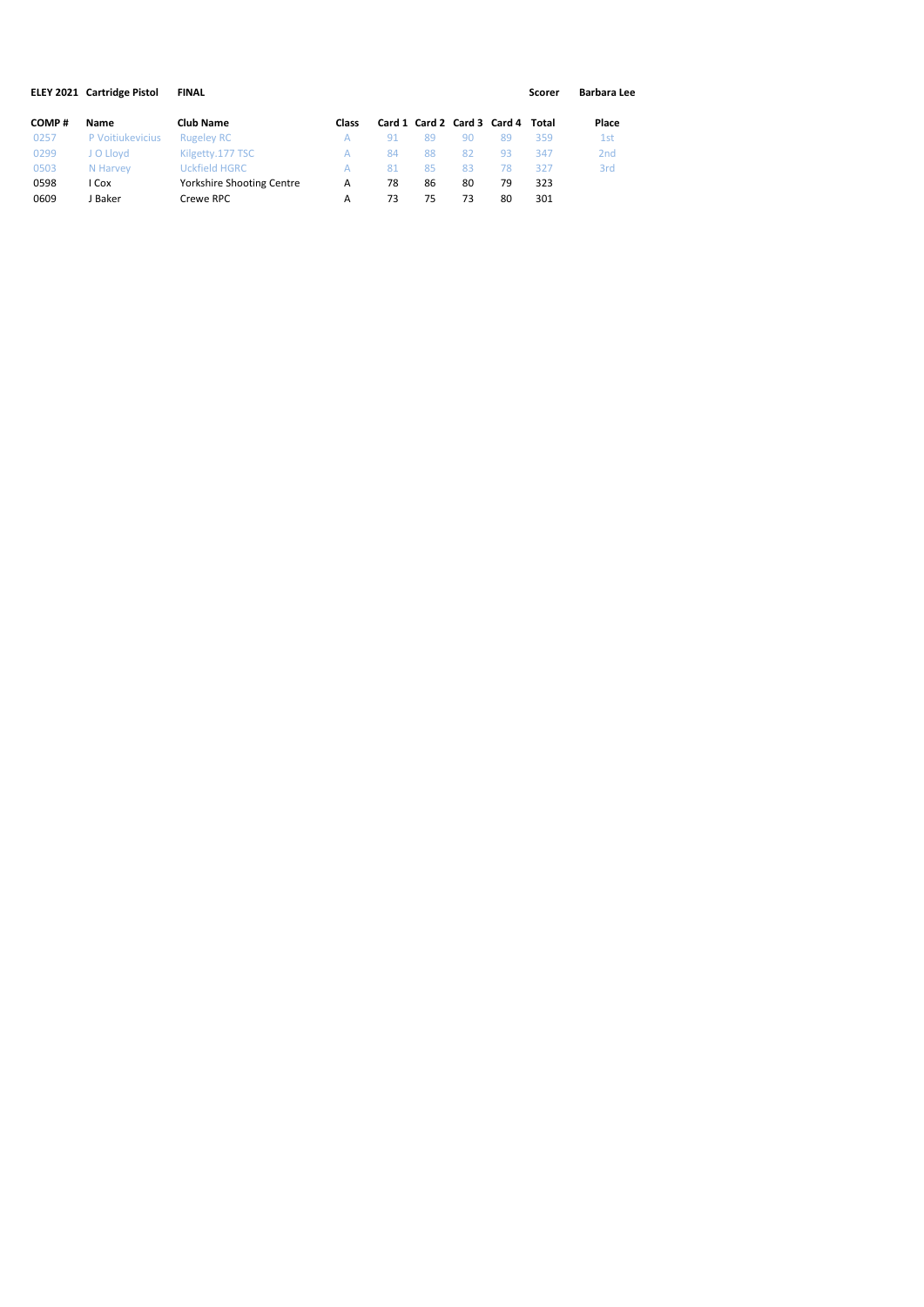**ELEY 2021 Cartridge Pistol FINAL** **Scorer** **Barbara Lee**

| COMP # | Name | Club Name | Class | Card 1 | Card 2 | Card 3 | Card 4 | Total | Place |
|---|---|---|---|---|---|---|---|---|---|
| 0257 | P Voitiukevicius | Rugeley RC | A | 91 | 89 | 90 | 89 | 359 | 1st |
| 0299 | J O Lloyd | Kilgetty.177 TSC | A | 84 | 88 | 82 | 93 | 347 | 2nd |
| 0503 | N Harvey | Uckfield HGRC | A | 81 | 85 | 83 | 78 | 327 | 3rd |
| 0598 | I Cox | Yorkshire Shooting Centre | A | 78 | 86 | 80 | 79 | 323 | |
| 0609 | J Baker | Crewe RPC | A | 73 | 75 | 73 | 80 | 301 | |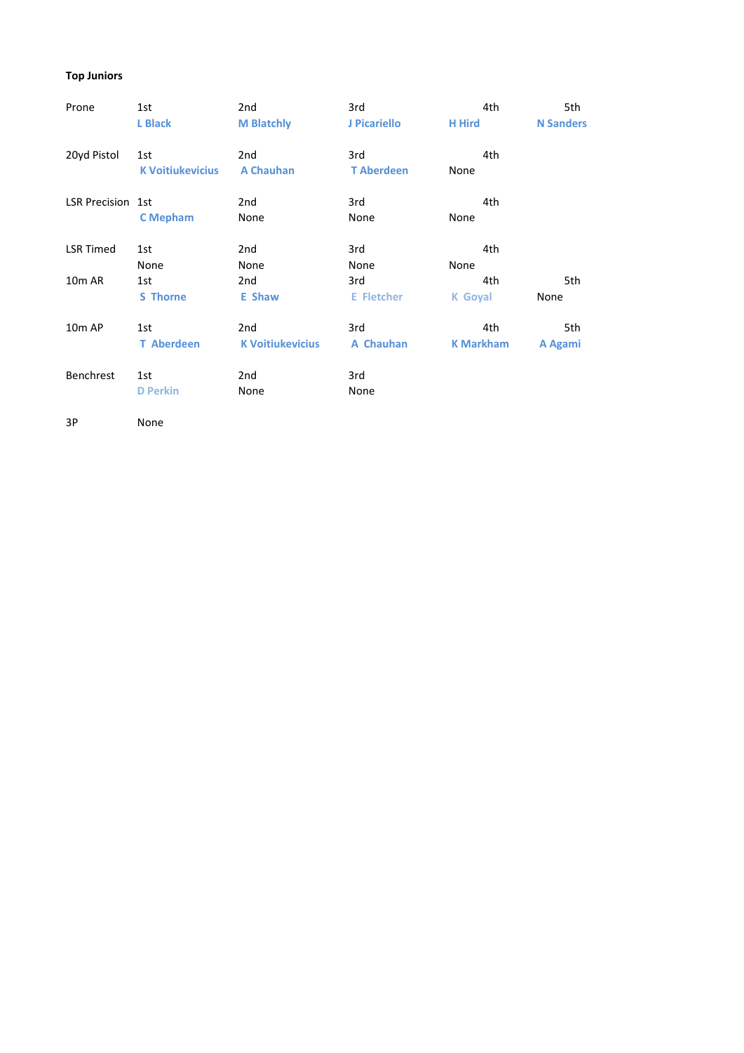**Top Juniors**

| | | | | | |
|---|---|---|---|---|---|
| Prone | 1st | 2nd | 3rd | 4th | 5th |
| | **L Black** | **M Blatchly** | **J Picariello** | **H Hird** | **N Sanders** |
| 20yd Pistol | 1st | 2nd | 3rd | 4th | |
| | **K Voitiukevicius** | **A Chauhan** | **T Aberdeen** | None | |
| LSR Precision | 1st | 2nd | 3rd | 4th | |
| | **C Mepham** | None | None | None | |
| LSR Timed | 1st | 2nd | 3rd | 4th | |
| | None | None | None | None | |
| 10m AR | 1st | 2nd | 3rd | 4th | 5th |
| | **S Thorne** | **E Shaw** | **E Fletcher** | **K Goyal** | None |
| 10m AP | 1st | 2nd | 3rd | 4th | 5th |
| | **T Aberdeen** | **K Voitiukevicius** | **A Chauhan** | **K Markham** | **A Agami** |
| Benchrest | 1st | 2nd | 3rd | | |
| | **D Perkin** | None | None | | |
| 3P | None | | | | |